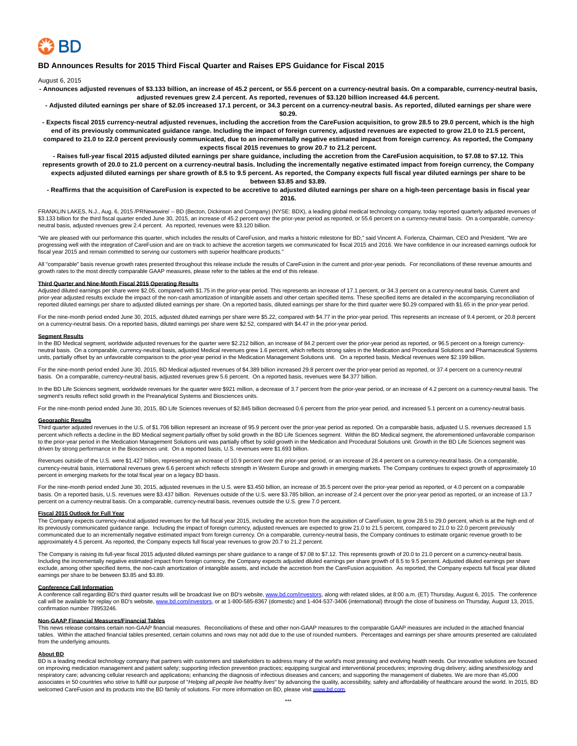BD

# BD Announces Results for 2015 Third Fiscal Quarter and Raises EPS Guidance for Fiscal 2015

August 6, 2015

**- Announces adjusted revenues of $3.133 billion, an increase of 45.2 percent, or 55.6 percent on a currency-neutral basis. On a comparable, currency-neutral basis, adjusted revenues grew 2.4 percent. As reported, revenues of $3.120 billion increased 44.6 percent.**

**- Adjusted diluted earnings per share of $2.05 increased 17.1 percent, or 34.3 percent on a currency-neutral basis. As reported, diluted earnings per share were $0.29.**

**- Expects fiscal 2015 currency-neutral adjusted revenues, including the accretion from the CareFusion acquisition, to grow 28.5 to 29.0 percent, which is the high end of its previously communicated guidance range. Including the impact of foreign currency, adjusted revenues are expected to grow 21.0 to 21.5 percent, compared to 21.0 to 22.0 percent previously communicated, due to an incrementally negative estimated impact from foreign currency. As reported, the Company expects fiscal 2015 revenues to grow 20.7 to 21.2 percent.**

**- Raises full-year fiscal 2015 adjusted diluted earnings per share guidance, including the accretion from the CareFusion acquisition, to $7.08 to $7.12. This represents growth of 20.0 to 21.0 percent on a currency-neutral basis. Including the incrementally negative estimated impact from foreign currency, the Company expects adjusted diluted earnings per share growth of 8.5 to 9.5 percent. As reported, the Company expects full fiscal year diluted earnings per share to be between $3.85 and $3.89.**

**- Reaffirms that the acquisition of CareFusion is expected to be accretive to adjusted diluted earnings per share on a high-teen percentage basis in fiscal year 2016.**

FRANKLIN LAKES, N.J., Aug. 6, 2015 /PRNewswire/ -- BD (Becton, Dickinson and Company) (NYSE: BDX), a leading global medical technology company, today reported quarterly adjusted revenues of $3.133 billion for the third fiscal quarter ended June 30, 2015, an increase of 45.2 percent over the prior-year period as reported, or 55.6 percent on a currency-neutral basis. On a comparable, currency-neutral basis, adjusted revenues grew 2.4 percent. As reported, revenues were $3.120 billion.

"We are pleased with our performance this quarter, which includes the results of CareFusion, and marks a historic milestone for BD," said Vincent A. Forlenza, Chairman, CEO and President. "We are progressing well with the integration of CareFusion and are on track to achieve the accretion targets we communicated for fiscal 2015 and 2016. We have confidence in our increased earnings outlook for fiscal year 2015 and remain committed to serving our customers with superior healthcare products."

All "comparable" basis revenue growth rates presented throughout this release include the results of CareFusion in the current and prior-year periods. For reconciliations of these revenue amounts and growth rates to the most directly comparable GAAP measures, please refer to the tables at the end of this release.

## Third Quarter and Nine-Month Fiscal 2015 Operating Results

Adjusted diluted earnings per share were $2.05, compared with $1.75 in the prior-year period. This represents an increase of 17.1 percent, or 34.3 percent on a currency-neutral basis. Current and prior-year adjusted results exclude the impact of the non-cash amortization of intangible assets and other certain specified items. These specified items are detailed in the accompanying reconciliation of reported diluted earnings per share to adjusted diluted earnings per share. On a reported basis, diluted earnings per share for the third quarter were $0.29 compared with $1.65 in the prior-year period.

For the nine-month period ended June 30, 2015, adjusted diluted earnings per share were $5.22, compared with $4.77 in the prior-year period. This represents an increase of 9.4 percent, or 20.8 percent on a currency-neutral basis. On a reported basis, diluted earnings per share were $2.52, compared with $4.47 in the prior-year period.

## Segment Results

In the BD Medical segment, worldwide adjusted revenues for the quarter were $2.212 billion, an increase of 84.2 percent over the prior-year period as reported, or 96.5 percent on a foreign currency-neutral basis. On a comparable, currency-neutral basis, adjusted Medical revenues grew 1.6 percent, which reflects strong sales in the Medication and Procedural Solutions and Pharmaceutical Systems units, partially offset by an unfavorable comparison to the prior-year period in the Medication Management Solutions unit. On a reported basis, Medical revenues were $2.199 billion.

For the nine-month period ended June 30, 2015, BD Medical adjusted revenues of $4.389 billion increased 29.8 percent over the prior-year period as reported, or 37.4 percent on a currency-neutral basis. On a comparable, currency-neutral basis, adjusted revenues grew 5.6 percent. On a reported basis, revenues were $4.377 billion.

In the BD Life Sciences segment, worldwide revenues for the quarter were $921 million, a decrease of 3.7 percent from the prior-year period, or an increase of 4.2 percent on a currency-neutral basis. The segment's results reflect solid growth in the Preanalytical Systems and Biosciences units.

For the nine-month period ended June 30, 2015, BD Life Sciences revenues of $2.845 billion decreased 0.6 percent from the prior-year period, and increased 5.1 percent on a currency-neutral basis.

## Geographic Results

Third quarter adjusted revenues in the U.S. of $1.706 billion represent an increase of 95.9 percent over the prior-year period as reported. On a comparable basis, adjusted U.S. revenues decreased 1.5 percent which reflects a decline in the BD Medical segment partially offset by solid growth in the BD Life Sciences segment. Within the BD Medical segment, the aforementioned unfavorable comparison to the prior-year period in the Medication Management Solutions unit was partially offset by solid growth in the Medication and Procedural Solutions unit. Growth in the BD Life Sciences segment was driven by strong performance in the Biosciences unit. On a reported basis, U.S. revenues were $1.693 billion.

Revenues outside of the U.S. were $1.427 billion, representing an increase of 10.9 percent over the prior-year period, or an increase of 28.4 percent on a currency-neutral basis. On a comparable, currency-neutral basis, international revenues grew 6.6 percent which reflects strength in Western Europe and growth in emerging markets. The Company continues to expect growth of approximately 10 percent in emerging markets for the total fiscal year on a legacy BD basis.

For the nine-month period ended June 30, 2015, adjusted revenues in the U.S. were $3.450 billion, an increase of 35.5 percent over the prior-year period as reported, or 4.0 percent on a comparable basis. On a reported basis, U.S. revenues were $3.437 billion. Revenues outside of the U.S. were $3.785 billion, an increase of 2.4 percent over the prior-year period as reported, or an increase of 13.7 percent on a currency-neutral basis. On a comparable, currency-neutral basis, revenues outside the U.S. grew 7.0 percent.

## Fiscal 2015 Outlook for Full Year

The Company expects currency-neutral adjusted revenues for the full fiscal year 2015, including the accretion from the acquisition of CareFusion, to grow 28.5 to 29.0 percent, which is at the high end of its previously communicated guidance range. Including the impact of foreign currency, adjusted revenues are expected to grow 21.0 to 21.5 percent, compared to 21.0 to 22.0 percent previously communicated due to an incrementally negative estimated impact from foreign currency. On a comparable, currency-neutral basis, the Company continues to estimate organic revenue growth to be approximately 4.5 percent. As reported, the Company expects full fiscal year revenues to grow 20.7 to 21.2 percent.

The Company is raising its full-year fiscal 2015 adjusted diluted earnings per share guidance to a range of $7.08 to $7.12. This represents growth of 20.0 to 21.0 percent on a currency-neutral basis. Including the incrementally negative estimated impact from foreign currency, the Company expects adjusted diluted earnings per share growth of 8.5 to 9.5 percent. Adjusted diluted earnings per share exclude, among other specified items, the non-cash amortization of intangible assets, and include the accretion from the CareFusion acquisition. As reported, the Company expects full fiscal year diluted earnings per share to be between $3.85 and $3.89.

## Conference Call Information

A conference call regarding BD's third quarter results will be broadcast live on BD's website, www.bd.com/investors, along with related slides, at 8:00 a.m. (ET) Thursday, August 6, 2015. The conference call will be available for replay on BD's website, www.bd.com/investors, or at 1-800-585-8367 (domestic) and 1-404-537-3406 (international) through the close of business on Thursday, August 13, 2015, confirmation number 78953246.

## Non-GAAP Financial Measures/Financial Tables

This news release contains certain non-GAAP financial measures. Reconciliations of these and other non-GAAP measures to the comparable GAAP measures are included in the attached financial tables. Within the attached financial tables presented, certain columns and rows may not add due to the use of rounded numbers. Percentages and earnings per share amounts presented are calculated from the underlying amounts.

## About BD

BD is a leading medical technology company that partners with customers and stakeholders to address many of the world's most pressing and evolving health needs. Our innovative solutions are focused on improving medication management and patient safety; supporting infection prevention practices; equipping surgical and interventional procedures; improving drug delivery; aiding anesthesiology and respiratory care; advancing cellular research and applications; enhancing the diagnosis of infectious diseases and cancers; and supporting the management of diabetes. We are more than 45,000 associates in 50 countries who strive to fulfill our purpose of "*Helping all people live healthy lives*" by advancing the quality, accessibility, safety and affordability of healthcare around the world. In 2015, BD welcomed CareFusion and its products into the BD family of solutions. For more information on BD, please visit www.bd.com.

***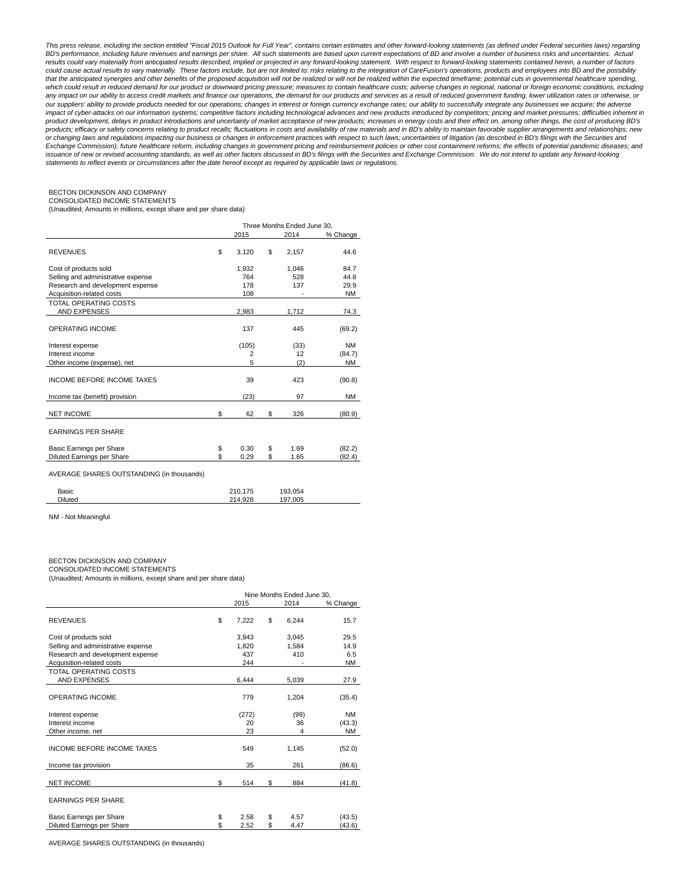*This press release, including the section entitled "Fiscal 2015 Outlook for Full Year", contains certain estimates and other forward-looking statements (as defined under Federal securities laws) regarding BD's performance, including future revenues and earnings per share. All such statements are based upon current expectations of BD and involve a number of business risks and uncertainties. Actual results could vary materially from anticipated results described, implied or projected in any forward-looking statement. With respect to forward-looking statements contained herein, a number of factors could cause actual results to vary materially. These factors include, but are not limited to: risks relating to the integration of CareFusion's operations, products and employees into BD and the possibility that the anticipated synergies and other benefits of the proposed acquisition will not be realized or will not be realized within the expected timeframe; potential cuts in governmental healthcare spending, which could result in reduced demand for our product or downward pricing pressure; measures to contain healthcare costs; adverse changes in regional, national or foreign economic conditions, including any impact on our ability to access credit markets and finance our operations, the demand for our products and services as a result of reduced government funding, lower utilization rates or otherwise, or our suppliers' ability to provide products needed for our operations; changes in interest or foreign currency exchange rates; our ability to successfully integrate any businesses we acquire; the adverse impact of cyber-attacks on our information systems; competitive factors including technological advances and new products introduced by competitors; pricing and market pressures; difficulties inherent in product development, delays in product introductions and uncertainty of market acceptance of new products; increases in energy costs and their effect on, among other things, the cost of producing BD's products; efficacy or safety concerns relating to product recalls; fluctuations in costs and availability of raw materials and in BD's ability to maintain favorable supplier arrangements and relationships; new or changing laws and regulations impacting our business or changes in enforcement practices with respect to such laws; uncertainties of litigation (as described in BD's filings with the Securities and Exchange Commission); future healthcare reform, including changes in government pricing and reimbursement policies or other cost containment reforms; the effects of potential pandemic diseases; and issuance of new or revised accounting standards, as well as other factors discussed in BD's filings with the Securities and Exchange Commission. We do not intend to update any forward-looking statements to reflect events or circumstances after the date hereof except as required by applicable laws or regulations.*

BECTON DICKINSON AND COMPANY
CONSOLIDATED INCOME STATEMENTS
(Unaudited; Amounts in millions, except share and per share data)

| | Three Months Ended June 30, | | |
|---|---|---|---|
| | 2015 | 2014 | % Change |
| REVENUES | $ 3,120 | $ 2,157 | 44.6 |
| Cost of products sold | 1,932 | 1,046 | 84.7 |
| Selling and administrative expense | 764 | 528 | 44.8 |
| Research and development expense | 178 | 137 | 29.9 |
| Acquisition-related costs | 108 | - | NM |
| TOTAL OPERATING COSTS AND EXPENSES | 2,983 | 1,712 | 74.3 |
| OPERATING INCOME | 137 | 445 | (69.2) |
| Interest expense | (105) | (33) | NM |
| Interest income | 2 | 12 | (84.7) |
| Other income (expense), net | 5 | (2) | NM |
| INCOME BEFORE INCOME TAXES | 39 | 423 | (90.8) |
| Income tax (benefit) provision | (23) | 97 | NM |
| NET INCOME | $ 62 | $ 326 | (80.9) |
| EARNINGS PER SHARE | | | |
| Basic Earnings per Share | $ 0.30 | $ 1.69 | (82.2) |
| Diluted Earnings per Share | $ 0.29 | $ 1.65 | (82.4) |
| AVERAGE SHARES OUTSTANDING (in thousands) | | | |
| Basic | 210,175 | 193,054 | |
| Diluted | 214,928 | 197,005 | |

NM - Not Meaningful

BECTON DICKINSON AND COMPANY
CONSOLIDATED INCOME STATEMENTS
(Unaudited; Amounts in millions, except share and per share data)

| | Nine Months Ended June 30, | | |
|---|---|---|---|
| | 2015 | 2014 | % Change |
| REVENUES | $ 7,222 | $ 6,244 | 15.7 |
| Cost of products sold | 3,943 | 3,045 | 29.5 |
| Selling and administrative expense | 1,820 | 1,584 | 14.9 |
| Research and development expense | 437 | 410 | 6.5 |
| Acquisition-related costs | 244 | - | NM |
| TOTAL OPERATING COSTS AND EXPENSES | 6,444 | 5,039 | 27.9 |
| OPERATING INCOME | 779 | 1,204 | (35.4) |
| Interest expense | (272) | (99) | NM |
| Interest income | 20 | 36 | (43.3) |
| Other income, net | 23 | 4 | NM |
| INCOME BEFORE INCOME TAXES | 549 | 1,145 | (52.0) |
| Income tax provision | 35 | 261 | (86.6) |
| NET INCOME | $ 514 | $ 884 | (41.8) |
| EARNINGS PER SHARE | | | |
| Basic Earnings per Share | $ 2.58 | $ 4.57 | (43.5) |
| Diluted Earnings per Share | $ 2.52 | $ 4.47 | (43.6) |
| AVERAGE SHARES OUTSTANDING (in thousands) | | | |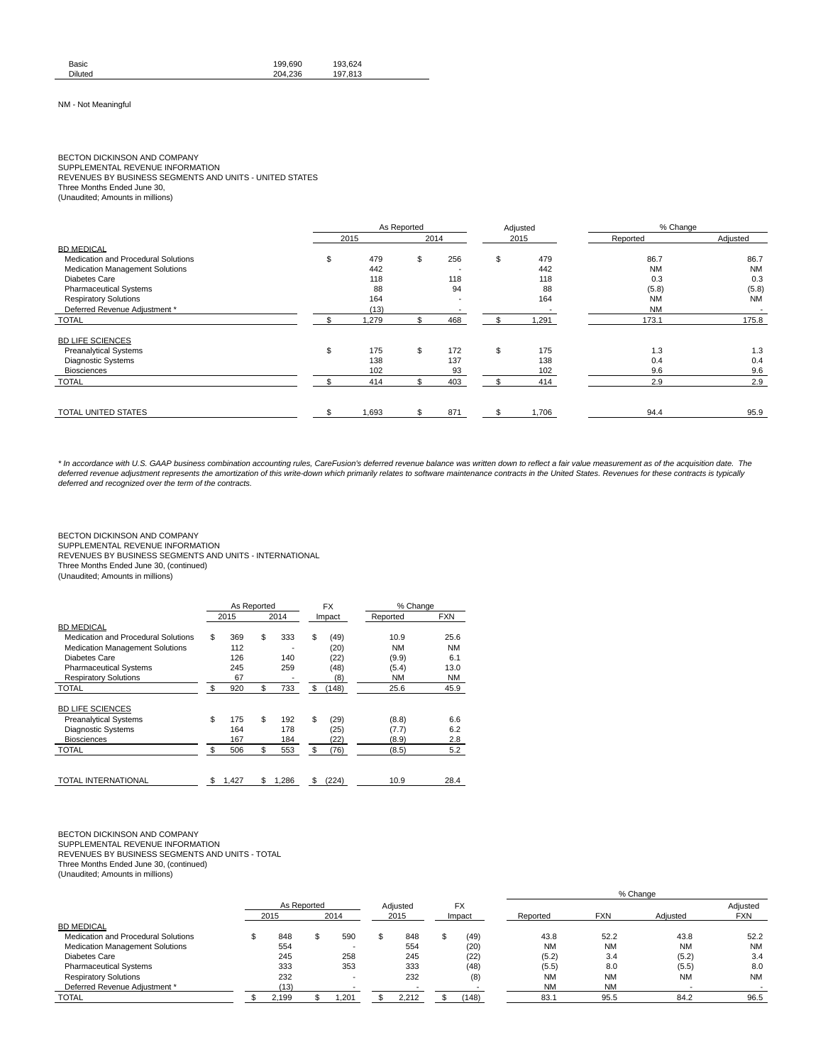| | | |
|---|---|---|
| Basic | 199,690 | 193,624 |
| Diluted | 204,236 | 197,813 |

NM - Not Meaningful

BECTON DICKINSON AND COMPANY
SUPPLEMENTAL REVENUE INFORMATION
REVENUES BY BUSINESS SEGMENTS AND UNITS - UNITED STATES
Three Months Ended June 30,
(Unaudited; Amounts in millions)

| | As Reported | | Adjusted | % Change | |
|---|---|---|---|---|---|
| | 2015 | 2014 | 2015 | Reported | Adjusted |
| BD MEDICAL | | | | | |
| Medication and Procedural Solutions | $ 479 | $ 256 | $ 479 | 86.7 | 86.7 |
| Medication Management Solutions | 442 | - | 442 | NM | NM |
| Diabetes Care | 118 | 118 | 118 | 0.3 | 0.3 |
| Pharmaceutical Systems | 88 | 94 | 88 | (5.8) | (5.8) |
| Respiratory Solutions | 164 | - | 164 | NM | NM |
| Deferred Revenue Adjustment * | (13) | - | - | NM | - |
| TOTAL | $ 1,279 | $ 468 | $ 1,291 | 173.1 | 175.8 |
| BD LIFE SCIENCES | | | | | |
| Preanalytical Systems | $ 175 | $ 172 | $ 175 | 1.3 | 1.3 |
| Diagnostic Systems | 138 | 137 | 138 | 0.4 | 0.4 |
| Biosciences | 102 | 93 | 102 | 9.6 | 9.6 |
| TOTAL | $ 414 | $ 403 | $ 414 | 2.9 | 2.9 |
| TOTAL UNITED STATES | $ 1,693 | $ 871 | $ 1,706 | 94.4 | 95.9 |

*\* In accordance with U.S. GAAP business combination accounting rules, CareFusion's deferred revenue balance was written down to reflect a fair value measurement as of the acquisition date. The deferred revenue adjustment represents the amortization of this write-down which primarily relates to software maintenance contracts in the United States. Revenues for these contracts is typically deferred and recognized over the term of the contracts.*

BECTON DICKINSON AND COMPANY
SUPPLEMENTAL REVENUE INFORMATION
REVENUES BY BUSINESS SEGMENTS AND UNITS - INTERNATIONAL
Three Months Ended June 30, (continued)
(Unaudited; Amounts in millions)

| | As Reported | | FX | % Change | |
|---|---|---|---|---|---|
| | 2015 | 2014 | Impact | Reported | FXN |
| BD MEDICAL | | | | | |
| Medication and Procedural Solutions | $ 369 | $ 333 | $ (49) | 10.9 | 25.6 |
| Medication Management Solutions | 112 | - | (20) | NM | NM |
| Diabetes Care | 126 | 140 | (22) | (9.9) | 6.1 |
| Pharmaceutical Systems | 245 | 259 | (48) | (5.4) | 13.0 |
| Respiratory Solutions | 67 | - | (8) | NM | NM |
| TOTAL | $ 920 | $ 733 | $ (148) | 25.6 | 45.9 |
| BD LIFE SCIENCES | | | | | |
| Preanalytical Systems | $ 175 | $ 192 | $ (29) | (8.8) | 6.6 |
| Diagnostic Systems | 164 | 178 | (25) | (7.7) | 6.2 |
| Biosciences | 167 | 184 | (22) | (8.9) | 2.8 |
| TOTAL | $ 506 | $ 553 | $ (76) | (8.5) | 5.2 |
| TOTAL INTERNATIONAL | $ 1,427 | $ 1,286 | $ (224) | 10.9 | 28.4 |

BECTON DICKINSON AND COMPANY
SUPPLEMENTAL REVENUE INFORMATION
REVENUES BY BUSINESS SEGMENTS AND UNITS - TOTAL
Three Months Ended June 30, (continued)
(Unaudited; Amounts in millions)

| | As Reported | | Adjusted | FX | % Change | | | |
|---|---|---|---|---|---|---|---|---|
| | 2015 | 2014 | 2015 | Impact | Reported | FXN | Adjusted | Adjusted FXN |
| BD MEDICAL | | | | | | | | |
| Medication and Procedural Solutions | $ 848 | $ 590 | $ 848 | $ (49) | 43.8 | 52.2 | 43.8 | 52.2 |
| Medication Management Solutions | 554 | - | 554 | (20) | NM | NM | NM | NM |
| Diabetes Care | 245 | 258 | 245 | (22) | (5.2) | 3.4 | (5.2) | 3.4 |
| Pharmaceutical Systems | 333 | 353 | 333 | (48) | (5.5) | 8.0 | (5.5) | 8.0 |
| Respiratory Solutions | 232 | - | 232 | (8) | NM | NM | NM | NM |
| Deferred Revenue Adjustment * | (13) | - | - | - | NM | NM | - | - |
| TOTAL | $ 2,199 | $ 1,201 | $ 2,212 | $ (148) | 83.1 | 95.5 | 84.2 | 96.5 |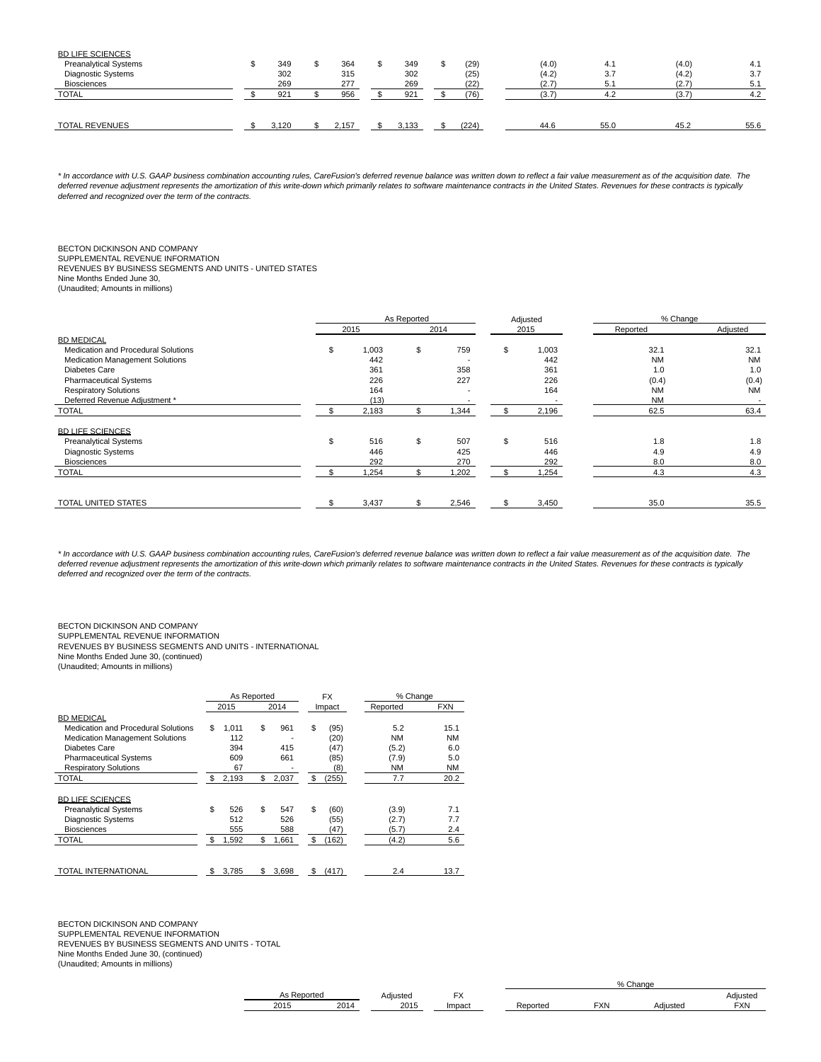| | | | | | | | | |
|---|---|---|---|---|---|---|---|---|
| BD LIFE SCIENCES | | | | | | | | |
| Preanalytical Systems | $ 349 | $ 364 | $ 349 | $ (29) | (4.0) | 4.1 | (4.0) | 4.1 |
| Diagnostic Systems | 302 | 315 | 302 | (25) | (4.2) | 3.7 | (4.2) | 3.7 |
| Biosciences | 269 | 277 | 269 | (22) | (2.7) | 5.1 | (2.7) | 5.1 |
| TOTAL | $ 921 | $ 956 | $ 921 | $ (76) | (3.7) | 4.2 | (3.7) | 4.2 |
| TOTAL REVENUES | $ 3,120 | $ 2,157 | $ 3,133 | $ (224) | 44.6 | 55.0 | 45.2 | 55.6 |

*\* In accordance with U.S. GAAP business combination accounting rules, CareFusion's deferred revenue balance was written down to reflect a fair value measurement as of the acquisition date. The deferred revenue adjustment represents the amortization of this write-down which primarily relates to software maintenance contracts in the United States. Revenues for these contracts is typically deferred and recognized over the term of the contracts.*

BECTON DICKINSON AND COMPANY
SUPPLEMENTAL REVENUE INFORMATION
REVENUES BY BUSINESS SEGMENTS AND UNITS - UNITED STATES
Nine Months Ended June 30,
(Unaudited; Amounts in millions)

| | As Reported | | Adjusted | % Change | |
|---|---|---|---|---|---|
| | 2015 | 2014 | 2015 | Reported | Adjusted |
| BD MEDICAL | | | | | |
| Medication and Procedural Solutions | $ 1,003 | $ 759 | $ 1,003 | 32.1 | 32.1 |
| Medication Management Solutions | 442 | - | 442 | NM | NM |
| Diabetes Care | 361 | 358 | 361 | 1.0 | 1.0 |
| Pharmaceutical Systems | 226 | 227 | 226 | (0.4) | (0.4) |
| Respiratory Solutions | 164 | - | 164 | NM | NM |
| Deferred Revenue Adjustment * | (13) | - | - | NM | - |
| TOTAL | $ 2,183 | $ 1,344 | $ 2,196 | 62.5 | 63.4 |
| BD LIFE SCIENCES | | | | | |
| Preanalytical Systems | $ 516 | $ 507 | $ 516 | 1.8 | 1.8 |
| Diagnostic Systems | 446 | 425 | 446 | 4.9 | 4.9 |
| Biosciences | 292 | 270 | 292 | 8.0 | 8.0 |
| TOTAL | $ 1,254 | $ 1,202 | $ 1,254 | 4.3 | 4.3 |
| TOTAL UNITED STATES | $ 3,437 | $ 2,546 | $ 3,450 | 35.0 | 35.5 |

*\* In accordance with U.S. GAAP business combination accounting rules, CareFusion's deferred revenue balance was written down to reflect a fair value measurement as of the acquisition date. The deferred revenue adjustment represents the amortization of this write-down which primarily relates to software maintenance contracts in the United States. Revenues for these contracts is typically deferred and recognized over the term of the contracts.*

BECTON DICKINSON AND COMPANY
SUPPLEMENTAL REVENUE INFORMATION
REVENUES BY BUSINESS SEGMENTS AND UNITS - INTERNATIONAL
Nine Months Ended June 30, (continued)
(Unaudited; Amounts in millions)

| | As Reported | | FX | % Change | |
|---|---|---|---|---|---|
| | 2015 | 2014 | Impact | Reported | FXN |
| BD MEDICAL | | | | | |
| Medication and Procedural Solutions | $ 1,011 | $ 961 | $ (95) | 5.2 | 15.1 |
| Medication Management Solutions | 112 | - | (20) | NM | NM |
| Diabetes Care | 394 | 415 | (47) | (5.2) | 6.0 |
| Pharmaceutical Systems | 609 | 661 | (85) | (7.9) | 5.0 |
| Respiratory Solutions | 67 | - | (8) | NM | NM |
| TOTAL | $ 2,193 | $ 2,037 | $ (255) | 7.7 | 20.2 |
| BD LIFE SCIENCES | | | | | |
| Preanalytical Systems | $ 526 | $ 547 | $ (60) | (3.9) | 7.1 |
| Diagnostic Systems | 512 | 526 | (55) | (2.7) | 7.7 |
| Biosciences | 555 | 588 | (47) | (5.7) | 2.4 |
| TOTAL | $ 1,592 | $ 1,661 | $ (162) | (4.2) | 5.6 |
| TOTAL INTERNATIONAL | $ 3,785 | $ 3,698 | $ (417) | 2.4 | 13.7 |

BECTON DICKINSON AND COMPANY
SUPPLEMENTAL REVENUE INFORMATION
REVENUES BY BUSINESS SEGMENTS AND UNITS - TOTAL
Nine Months Ended June 30, (continued)
(Unaudited; Amounts in millions)

| As Reported | | Adjusted | FX | % Change | | | |
|---|---|---|---|---|---|---|---|
| | | | | | | | Adjusted |
| 2015 | 2014 | 2015 | Impact | Reported | FXN | Adjusted | FXN |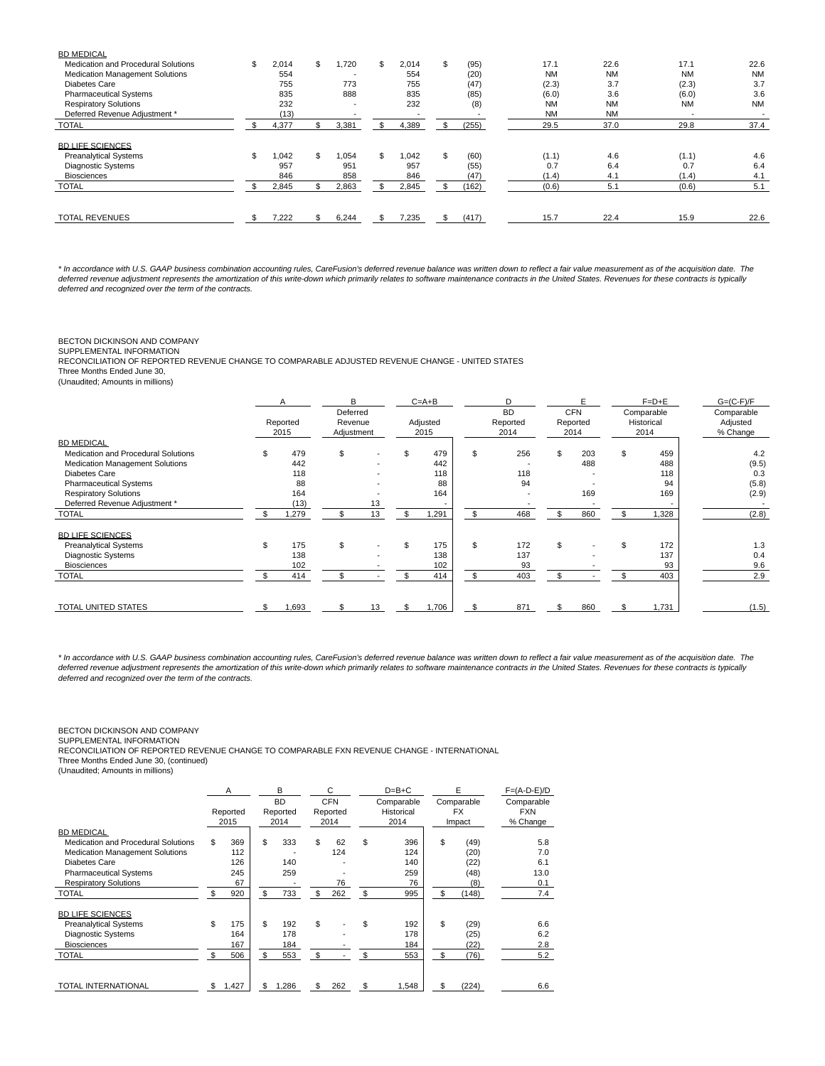| | | | | | | | | |
|---|---|---|---|---|---|---|---|---|
| BD MEDICAL | | | | | | | | |
| Medication and Procedural Solutions | $ 2,014 | $ 1,720 | $ 2,014 | $ (95) | 17.1 | 22.6 | 17.1 | 22.6 |
| Medication Management Solutions | 554 | - | 554 | (20) | NM | NM | NM | NM |
| Diabetes Care | 755 | 773 | 755 | (47) | (2.3) | 3.7 | (2.3) | 3.7 |
| Pharmaceutical Systems | 835 | 888 | 835 | (85) | (6.0) | 3.6 | (6.0) | 3.6 |
| Respiratory Solutions | 232 | - | 232 | (8) | NM | NM | NM | NM |
| Deferred Revenue Adjustment * | (13) | - | - | - | NM | NM | - | - |
| TOTAL | $ 4,377 | $ 3,381 | $ 4,389 | $ (255) | 29.5 | 37.0 | 29.8 | 37.4 |
| BD LIFE SCIENCES | | | | | | | | |
| Preanalytical Systems | $ 1,042 | $ 1,054 | $ 1,042 | $ (60) | (1.1) | 4.6 | (1.1) | 4.6 |
| Diagnostic Systems | 957 | 951 | 957 | (55) | 0.7 | 6.4 | 0.7 | 6.4 |
| Biosciences | 846 | 858 | 846 | (47) | (1.4) | 4.1 | (1.4) | 4.1 |
| TOTAL | $ 2,845 | $ 2,863 | $ 2,845 | $ (162) | (0.6) | 5.1 | (0.6) | 5.1 |
| TOTAL REVENUES | $ 7,222 | $ 6,244 | $ 7,235 | $ (417) | 15.7 | 22.4 | 15.9 | 22.6 |

*\* In accordance with U.S. GAAP business combination accounting rules, CareFusion's deferred revenue balance was written down to reflect a fair value measurement as of the acquisition date. The deferred revenue adjustment represents the amortization of this write-down which primarily relates to software maintenance contracts in the United States. Revenues for these contracts is typically deferred and recognized over the term of the contracts.*

BECTON DICKINSON AND COMPANY
SUPPLEMENTAL INFORMATION
RECONCILIATION OF REPORTED REVENUE CHANGE TO COMPARABLE ADJUSTED REVENUE CHANGE - UNITED STATES
Three Months Ended June 30,
(Unaudited; Amounts in millions)

| | A | B | C=A+B | D | E | F=D+E | G=(C-F)/F |
|---|---|---|---|---|---|---|---|
| | Reported 2015 | Deferred Revenue Adjustment | Adjusted 2015 | BD Reported 2014 | CFN Reported 2014 | Comparable Historical 2014 | Comparable Adjusted % Change |
| BD MEDICAL | | | | | | | |
| Medication and Procedural Solutions | $ 479 | $ - | $ 479 | $ 256 | $ 203 | $ 459 | 4.2 |
| Medication Management Solutions | 442 | - | 442 | - | 488 | 488 | (9.5) |
| Diabetes Care | 118 | - | 118 | 118 | - | 118 | 0.3 |
| Pharmaceutical Systems | 88 | - | 88 | 94 | - | 94 | (5.8) |
| Respiratory Solutions | 164 | - | 164 | - | 169 | 169 | (2.9) |
| Deferred Revenue Adjustment * | (13) | 13 | - | - | - | - | - |
| TOTAL | $ 1,279 | $ 13 | $ 1,291 | $ 468 | $ 860 | $ 1,328 | (2.8) |
| BD LIFE SCIENCES | | | | | | | |
| Preanalytical Systems | $ 175 | $ - | $ 175 | $ 172 | $ - | $ 172 | 1.3 |
| Diagnostic Systems | 138 | - | 138 | 137 | - | 137 | 0.4 |
| Biosciences | 102 | - | 102 | 93 | - | 93 | 9.6 |
| TOTAL | $ 414 | $ - | $ 414 | $ 403 | $ - | $ 403 | 2.9 |
| TOTAL UNITED STATES | $ 1,693 | $ 13 | $ 1,706 | $ 871 | $ 860 | $ 1,731 | (1.5) |

*\* In accordance with U.S. GAAP business combination accounting rules, CareFusion's deferred revenue balance was written down to reflect a fair value measurement as of the acquisition date. The deferred revenue adjustment represents the amortization of this write-down which primarily relates to software maintenance contracts in the United States. Revenues for these contracts is typically deferred and recognized over the term of the contracts.*

BECTON DICKINSON AND COMPANY
SUPPLEMENTAL INFORMATION
RECONCILIATION OF REPORTED REVENUE CHANGE TO COMPARABLE FXN REVENUE CHANGE - INTERNATIONAL
Three Months Ended June 30, (continued)
(Unaudited; Amounts in millions)

| | A | B | C | D=B+C | E | F=(A-D-E)/D |
|---|---|---|---|---|---|---|
| | Reported 2015 | BD Reported 2014 | CFN Reported 2014 | Comparable Historical 2014 | Comparable FX Impact | Comparable FXN % Change |
| BD MEDICAL | | | | | | |
| Medication and Procedural Solutions | $ 369 | $ 333 | $ 62 | $ 396 | $ (49) | 5.8 |
| Medication Management Solutions | 112 | - | 124 | 124 | (20) | 7.0 |
| Diabetes Care | 126 | 140 | - | 140 | (22) | 6.1 |
| Pharmaceutical Systems | 245 | 259 | - | 259 | (48) | 13.0 |
| Respiratory Solutions | 67 | - | 76 | 76 | (8) | 0.1 |
| TOTAL | $ 920 | $ 733 | $ 262 | $ 995 | $ (148) | 7.4 |
| BD LIFE SCIENCES | | | | | | |
| Preanalytical Systems | $ 175 | $ 192 | $ - | $ 192 | $ (29) | 6.6 |
| Diagnostic Systems | 164 | 178 | - | 178 | (25) | 6.2 |
| Biosciences | 167 | 184 | - | 184 | (22) | 2.8 |
| TOTAL | $ 506 | $ 553 | $ - | $ 553 | $ (76) | 5.2 |
| TOTAL INTERNATIONAL | $ 1,427 | $ 1,286 | $ 262 | $ 1,548 | $ (224) | 6.6 |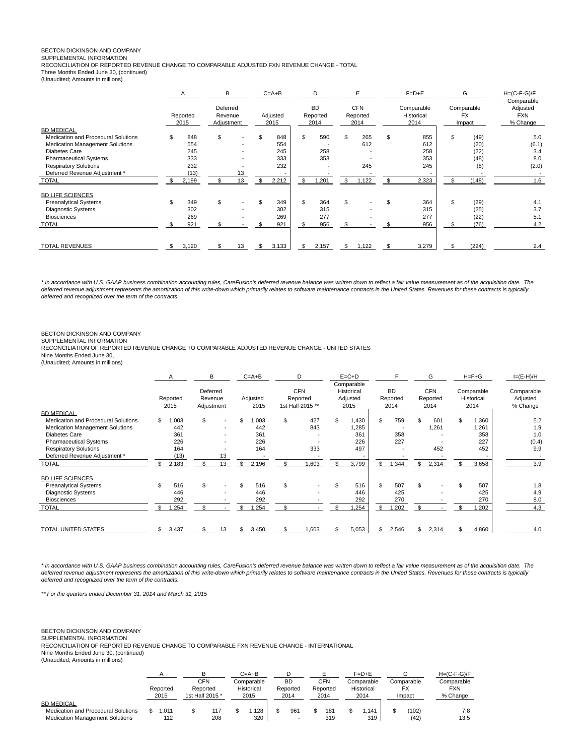BECTON DICKINSON AND COMPANY
SUPPLEMENTAL INFORMATION
RECONCILIATION OF REPORTED REVENUE CHANGE TO COMPARABLE ADJUSTED FXN REVENUE CHANGE - TOTAL
Three Months Ended June 30, (continued)
(Unaudited; Amounts in millions)

| | A | B | C=A+B | D | E | F=D+E | G | H=(C-F-G)/F |
|---|---|---|---|---|---|---|---|---|
| | Reported 2015 | Deferred Revenue Adjustment | Adjusted 2015 | BD Reported 2014 | CFN Reported 2014 | Comparable Historical 2014 | Comparable FX Impact | Comparable Adjusted FXN % Change |
| BD MEDICAL | | | | | | | | |
| Medication and Procedural Solutions | $ 848 | $ - | $ 848 | $ 590 | $ 265 | $ 855 | $ (49) | 5.0 |
| Medication Management Solutions | 554 | - | 554 | - | 612 | 612 | (20) | (6.1) |
| Diabetes Care | 245 | - | 245 | 258 | - | 258 | (22) | 3.4 |
| Pharmaceutical Systems | 333 | - | 333 | 353 | - | 353 | (48) | 8.0 |
| Respiratory Solutions | 232 | - | 232 | - | 245 | 245 | (8) | (2.0) |
| Deferred Revenue Adjustment * | (13) | 13 | - | - | - | - | - | - |
| TOTAL | $ 2,199 | $ 13 | $ 2,212 | $ 1,201 | $ 1,122 | $ 2,323 | $ (148) | 1.6 |
| BD LIFE SCIENCES | | | | | | | | |
| Preanalytical Systems | $ 349 | $ - | $ 349 | $ 364 | $ - | $ 364 | $ (29) | 4.1 |
| Diagnostic Systems | 302 | - | 302 | 315 | - | 315 | (25) | 3.7 |
| Biosciences | 269 | - | 269 | 277 | - | 277 | (22) | 5.1 |
| TOTAL | $ 921 | $ - | $ 921 | $ 956 | $ - | $ 956 | $ (76) | 4.2 |
| TOTAL REVENUES | $ 3,120 | $ 13 | $ 3,133 | $ 2,157 | $ 1,122 | $ 3,279 | $ (224) | 2.4 |

*\* In accordance with U.S. GAAP business combination accounting rules, CareFusion's deferred revenue balance was written down to reflect a fair value measurement as of the acquisition date. The deferred revenue adjustment represents the amortization of this write-down which primarily relates to software maintenance contracts in the United States. Revenues for these contracts is typically deferred and recognized over the term of the contracts.*

BECTON DICKINSON AND COMPANY
SUPPLEMENTAL INFORMATION
RECONCILIATION OF REPORTED REVENUE CHANGE TO COMPARABLE ADJUSTED REVENUE CHANGE - UNITED STATES
Nine Months Ended June 30,
(Unaudited; Amounts in millions)

| | A | B | C=A+B | D | E=C+D | F | G | H=F+G | I=(E-H)/H |
|---|---|---|---|---|---|---|---|---|---|
| | Reported 2015 | Deferred Revenue Adjustment | Adjusted 2015 | CFN Reported 1st Half 2015 ** | Comparable Historical Adjusted 2015 | BD Reported 2014 | CFN Reported 2014 | Comparable Historical 2014 | Comparable Adjusted % Change |
| BD MEDICAL | | | | | | | | | |
| Medication and Procedural Solutions | $ 1,003 | $ - | $ 1,003 | $ 427 | $ 1,430 | $ 759 | $ 601 | $ 1,360 | 5.2 |
| Medication Management Solutions | 442 | - | 442 | 843 | 1,285 | - | 1,261 | 1,261 | 1.9 |
| Diabetes Care | 361 | - | 361 | - | 361 | 358 | - | 358 | 1.0 |
| Pharmaceutical Systems | 226 | - | 226 | - | 226 | 227 | - | 227 | (0.4) |
| Respiratory Solutions | 164 | - | 164 | 333 | 497 | - | 452 | 452 | 9.9 |
| Deferred Revenue Adjustment * | (13) | 13 | - | - | - | - | - | - | - |
| TOTAL | $ 2,183 | $ 13 | $ 2,196 | $ 1,603 | $ 3,799 | $ 1,344 | $ 2,314 | $ 3,658 | 3.9 |
| BD LIFE SCIENCES | | | | | | | | | |
| Preanalytical Systems | $ 516 | $ - | $ 516 | $ - | $ 516 | $ 507 | $ - | $ 507 | 1.8 |
| Diagnostic Systems | 446 | - | 446 | - | 446 | 425 | - | 425 | 4.9 |
| Biosciences | 292 | - | 292 | - | 292 | 270 | - | 270 | 8.0 |
| TOTAL | $ 1,254 | $ - | $ 1,254 | $ - | $ 1,254 | $ 1,202 | $ - | $ 1,202 | 4.3 |
| TOTAL UNITED STATES | $ 3,437 | $ 13 | $ 3,450 | $ 1,603 | $ 5,053 | $ 2,546 | $ 2,314 | $ 4,860 | 4.0 |

*\* In accordance with U.S. GAAP business combination accounting rules, CareFusion's deferred revenue balance was written down to reflect a fair value measurement as of the acquisition date. The deferred revenue adjustment represents the amortization of this write-down which primarily relates to software maintenance contracts in the United States. Revenues for these contracts is typically deferred and recognized over the term of the contracts.*

*\*\* For the quarters ended December 31, 2014 and March 31, 2015*

BECTON DICKINSON AND COMPANY
SUPPLEMENTAL INFORMATION
RECONCILIATION OF REPORTED REVENUE CHANGE TO COMPARABLE FXN REVENUE CHANGE - INTERNATIONAL
Nine Months Ended June 30, (continued)
(Unaudited; Amounts in millions)

| | A | B | C=A+B | D | E | F=D+E | G | H=(C-F-G)/F |
|---|---|---|---|---|---|---|---|---|
| | Reported 2015 | CFN Reported 1st Half 2015 * | Comparable Historical 2015 | BD Reported 2014 | CFN Reported 2014 | Comparable Historical 2014 | Comparable FX Impact | Comparable FXN % Change |
| BD MEDICAL | | | | | | | | |
| Medication and Procedural Solutions | $ 1,011 | $ 117 | $ 1,128 | $ 961 | $ 181 | $ 1,141 | $ (102) | 7.8 |
| Medication Management Solutions | 112 | 208 | 320 | - | 319 | 319 | (42) | 13.5 |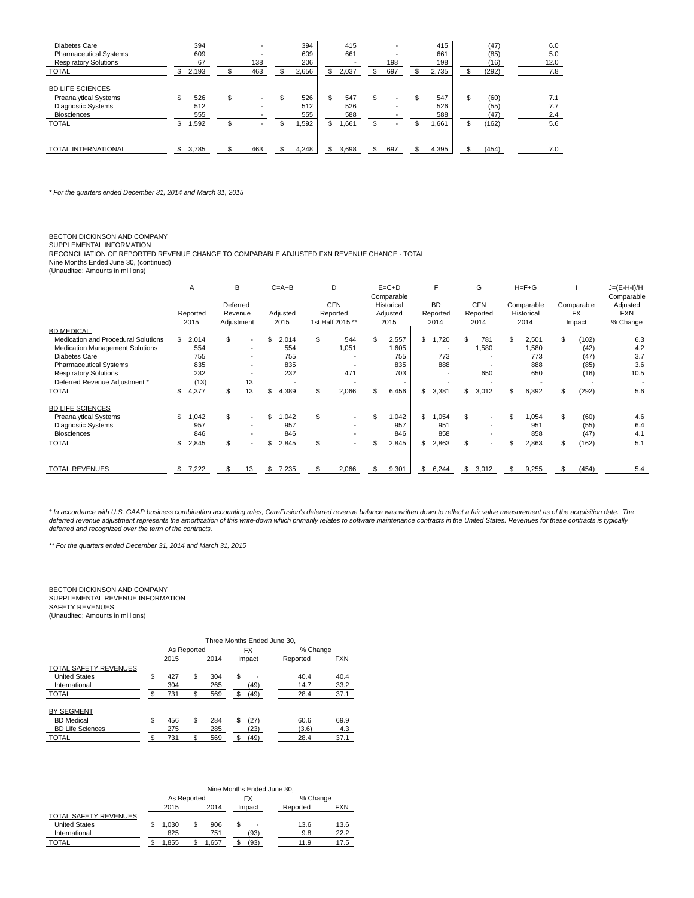| | | | | | | | | |
|---|---|---|---|---|---|---|---|---|
| Diabetes Care | 394 | - | 394 | 415 | - | 415 | (47) | 6.0 |
| Pharmaceutical Systems | 609 | - | 609 | 661 | - | 661 | (85) | 5.0 |
| Respiratory Solutions | 67 | 138 | 206 | - | 198 | 198 | (16) | 12.0 |
| TOTAL | $ 2,193 | $ 463 | $ 2,656 | $ 2,037 | $ 697 | $ 2,735 | $ (292) | 7.8 |
| BD LIFE SCIENCES | | | | | | | | |
| Preanalytical Systems | $ 526 | $ - | $ 526 | $ 547 | $ - | $ 547 | $ (60) | 7.1 |
| Diagnostic Systems | 512 | - | 512 | 526 | - | 526 | (55) | 7.7 |
| Biosciences | 555 | - | 555 | 588 | - | 588 | (47) | 2.4 |
| TOTAL | $ 1,592 | $ - | $ 1,592 | $ 1,661 | $ - | $ 1,661 | $ (162) | 5.6 |
| TOTAL INTERNATIONAL | $ 3,785 | $ 463 | $ 4,248 | $ 3,698 | $ 697 | $ 4,395 | $ (454) | 7.0 |

*\* For the quarters ended December 31, 2014 and March 31, 2015*

BECTON DICKINSON AND COMPANY
SUPPLEMENTAL INFORMATION
RECONCILIATION OF REPORTED REVENUE CHANGE TO COMPARABLE ADJUSTED FXN REVENUE CHANGE - TOTAL
Nine Months Ended June 30, (continued)
(Unaudited; Amounts in millions)

| | A | B | C=A+B | D | E=C+D | F | G | H=F+G | I | J=(E-H-I)/H |
|---|---|---|---|---|---|---|---|---|---|---|
| | Reported 2015 | Deferred Revenue Adjustment | Adjusted 2015 | CFN Reported 1st Half 2015 ** | Comparable Historical Adjusted 2015 | BD Reported 2014 | CFN Reported 2014 | Comparable Historical 2014 | Comparable FX Impact | Comparable Adjusted FXN % Change |
| BD MEDICAL | | | | | | | | | | |
| Medication and Procedural Solutions | $ 2,014 | $ - | $ 2,014 | $ 544 | $ 2,557 | $ 1,720 | $ 781 | $ 2,501 | $ (102) | 6.3 |
| Medication Management Solutions | 554 | - | 554 | 1,051 | 1,605 | - | 1,580 | 1,580 | (42) | 4.2 |
| Diabetes Care | 755 | - | 755 | - | 755 | 773 | - | 773 | (47) | 3.7 |
| Pharmaceutical Systems | 835 | - | 835 | - | 835 | 888 | - | 888 | (85) | 3.6 |
| Respiratory Solutions | 232 | - | 232 | 471 | 703 | - | 650 | 650 | (16) | 10.5 |
| Deferred Revenue Adjustment * | (13) | 13 | - | - | - | - | - | - | - | - |
| TOTAL | $ 4,377 | $ 13 | $ 4,389 | $ 2,066 | $ 6,456 | $ 3,381 | $ 3,012 | $ 6,392 | $ (292) | 5.6 |
| BD LIFE SCIENCES | | | | | | | | | | |
| Preanalytical Systems | $ 1,042 | $ - | $ 1,042 | $ - | $ 1,042 | $ 1,054 | $ - | $ 1,054 | $ (60) | 4.6 |
| Diagnostic Systems | 957 | - | 957 | - | 957 | 951 | - | 951 | (55) | 6.4 |
| Biosciences | 846 | - | 846 | - | 846 | 858 | - | 858 | (47) | 4.1 |
| TOTAL | $ 2,845 | $ - | $ 2,845 | $ - | $ 2,845 | $ 2,863 | $ - | $ 2,863 | $ (162) | 5.1 |
| TOTAL REVENUES | $ 7,222 | $ 13 | $ 7,235 | $ 2,066 | $ 9,301 | $ 6,244 | $ 3,012 | $ 9,255 | $ (454) | 5.4 |

*\* In accordance with U.S. GAAP business combination accounting rules, CareFusion's deferred revenue balance was written down to reflect a fair value measurement as of the acquisition date. The deferred revenue adjustment represents the amortization of this write-down which primarily relates to software maintenance contracts in the United States. Revenues for these contracts is typically deferred and recognized over the term of the contracts.*

*\*\* For the quarters ended December 31, 2014 and March 31, 2015*

BECTON DICKINSON AND COMPANY
SUPPLEMENTAL REVENUE INFORMATION
SAFETY REVENUES
(Unaudited; Amounts in millions)

| | Three Months Ended June 30, | | | | |
|---|---|---|---|---|---|
| | As Reported | | FX | % Change | |
| | 2015 | 2014 | Impact | Reported | FXN |
| TOTAL SAFETY REVENUES | | | | | |
| United States | $ 427 | $ 304 | $ - | 40.4 | 40.4 |
| International | 304 | 265 | (49) | 14.7 | 33.2 |
| TOTAL | $ 731 | $ 569 | $ (49) | 28.4 | 37.1 |
| BY SEGMENT | | | | | |
| BD Medical | $ 456 | $ 284 | $ (27) | 60.6 | 69.9 |
| BD Life Sciences | 275 | 285 | (23) | (3.6) | 4.3 |
| TOTAL | $ 731 | $ 569 | $ (49) | 28.4 | 37.1 |

| | Nine Months Ended June 30, | | | | |
|---|---|---|---|---|---|
| | As Reported | | FX | % Change | |
| | 2015 | 2014 | Impact | Reported | FXN |
| TOTAL SAFETY REVENUES | | | | | |
| United States | $ 1,030 | $ 906 | $ - | 13.6 | 13.6 |
| International | 825 | 751 | (93) | 9.8 | 22.2 |
| TOTAL | $ 1,855 | $ 1,657 | $ (93) | 11.9 | 17.5 |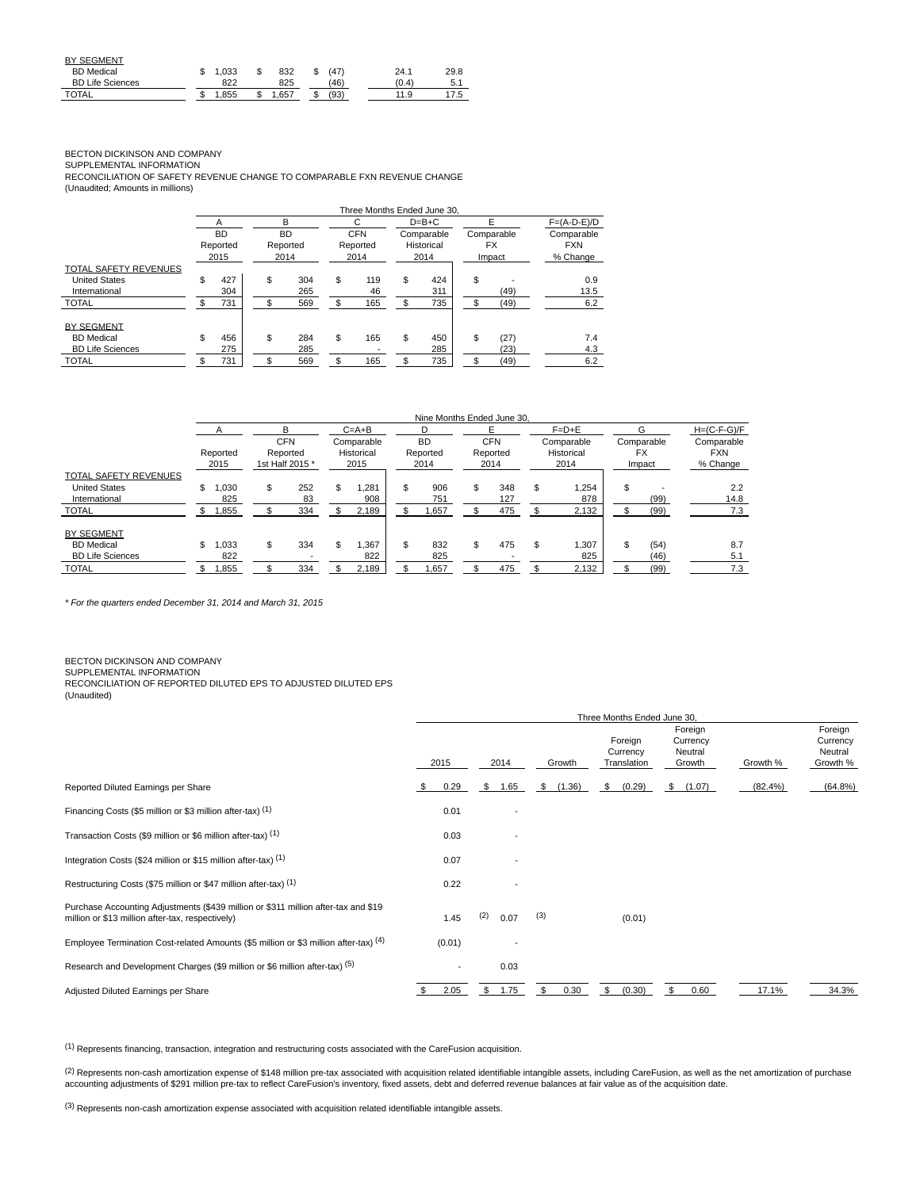| BY SEGMENT | | | | | |
|---|---|---|---|---|---|
| BD Medical | $ 1,033 | $ 832 | $ (47) | 24.1 | 29.8 |
| BD Life Sciences | 822 | 825 | (46) | (0.4) | 5.1 |
| TOTAL | $ 1,855 | $ 1,657 | $ (93) | 11.9 | 17.5 |

BECTON DICKINSON AND COMPANY
SUPPLEMENTAL INFORMATION
RECONCILIATION OF SAFETY REVENUE CHANGE TO COMPARABLE FXN REVENUE CHANGE
(Unaudited; Amounts in millions)

| | Three Months Ended June 30, | | | | | |
|---|---|---|---|---|---|---|
| | A | B | C | D=B+C | E | F=(A-D-E)/D |
| | BD Reported 2015 | BD Reported 2014 | CFN Reported 2014 | Comparable Historical 2014 | Comparable FX Impact | Comparable FXN % Change |
| TOTAL SAFETY REVENUES | | | | | | |
| United States | $ 427 | $ 304 | $ 119 | $ 424 | $ - | 0.9 |
| International | 304 | 265 | 46 | 311 | (49) | 13.5 |
| TOTAL | $ 731 | $ 569 | $ 165 | $ 735 | $ (49) | 6.2 |
| BY SEGMENT | | | | | | |
| BD Medical | $ 456 | $ 284 | $ 165 | $ 450 | $ (27) | 7.4 |
| BD Life Sciences | 275 | 285 | - | 285 | (23) | 4.3 |
| TOTAL | $ 731 | $ 569 | $ 165 | $ 735 | $ (49) | 6.2 |

| | Nine Months Ended June 30, | | | | | | | |
|---|---|---|---|---|---|---|---|---|
| | A | B | C=A+B | D | E | F=D+E | G | H=(C-F-G)/F |
| | Reported 2015 | CFN Reported 1st Half 2015 * | Comparable Historical 2015 | BD Reported 2014 | CFN Reported 2014 | Comparable Historical 2014 | Comparable FX Impact | Comparable FXN % Change |
| TOTAL SAFETY REVENUES | | | | | | | | |
| United States | $ 1,030 | $ 252 | $ 1,281 | $ 906 | $ 348 | $ 1,254 | $ - | 2.2 |
| International | 825 | 83 | 908 | 751 | 127 | 878 | (99) | 14.8 |
| TOTAL | $ 1,855 | $ 334 | $ 2,189 | $ 1,657 | $ 475 | $ 2,132 | $ (99) | 7.3 |
| BY SEGMENT | | | | | | | | |
| BD Medical | $ 1,033 | $ 334 | $ 1,367 | $ 832 | $ 475 | $ 1,307 | $ (54) | 8.7 |
| BD Life Sciences | 822 | - | 822 | 825 | - | 825 | (46) | 5.1 |
| TOTAL | $ 1,855 | $ 334 | $ 2,189 | $ 1,657 | $ 475 | $ 2,132 | $ (99) | 7.3 |

*\* For the quarters ended December 31, 2014 and March 31, 2015*

BECTON DICKINSON AND COMPANY
SUPPLEMENTAL INFORMATION
RECONCILIATION OF REPORTED DILUTED EPS TO ADJUSTED DILUTED EPS
(Unaudited)

| | Three Months Ended June 30, | | | | | | |
|---|---|---|---|---|---|---|---|
| | 2015 | 2014 | Growth | Foreign Currency Translation | Foreign Currency Neutral Growth | Growth % | Foreign Currency Neutral Growth % |
| Reported Diluted Earnings per Share | $ 0.29 | $ 1.65 | $ (1.36) | $ (0.29) | $ (1.07) | (82.4%) | (64.8%) |
| Financing Costs ($5 million or $3 million after-tax) [1] | 0.01 | - | | | | | |
| Transaction Costs ($9 million or $6 million after-tax) [1] | 0.03 | - | | | | | |
| Integration Costs ($24 million or $15 million after-tax) [1] | 0.07 | - | | | | | |
| Restructuring Costs ($75 million or $47 million after-tax) [1] | 0.22 | - | | | | | |
| Purchase Accounting Adjustments ($439 million or $311 million after-tax and $19 million or $13 million after-tax, respectively) | 1.45 [2] | 0.07 [3] | | (0.01) | | | |
| Employee Termination Cost-related Amounts ($5 million or $3 million after-tax) [4] | (0.01) | - | | | | | |
| Research and Development Charges ($9 million or $6 million after-tax) [5] | - | 0.03 | | | | | |
| Adjusted Diluted Earnings per Share | $ 2.05 | $ 1.75 | $ 0.30 | $ (0.30) | $ 0.60 | 17.1% | 34.3% |

[1] Represents financing, transaction, integration and restructuring costs associated with the CareFusion acquisition.

[2] Represents non-cash amortization expense of $148 million pre-tax associated with acquisition related identifiable intangible assets, including CareFusion, as well as the net amortization of purchase accounting adjustments of $291 million pre-tax to reflect CareFusion's inventory, fixed assets, debt and deferred revenue balances at fair value as of the acquisition date.

[3] Represents non-cash amortization expense associated with acquisition related identifiable intangible assets.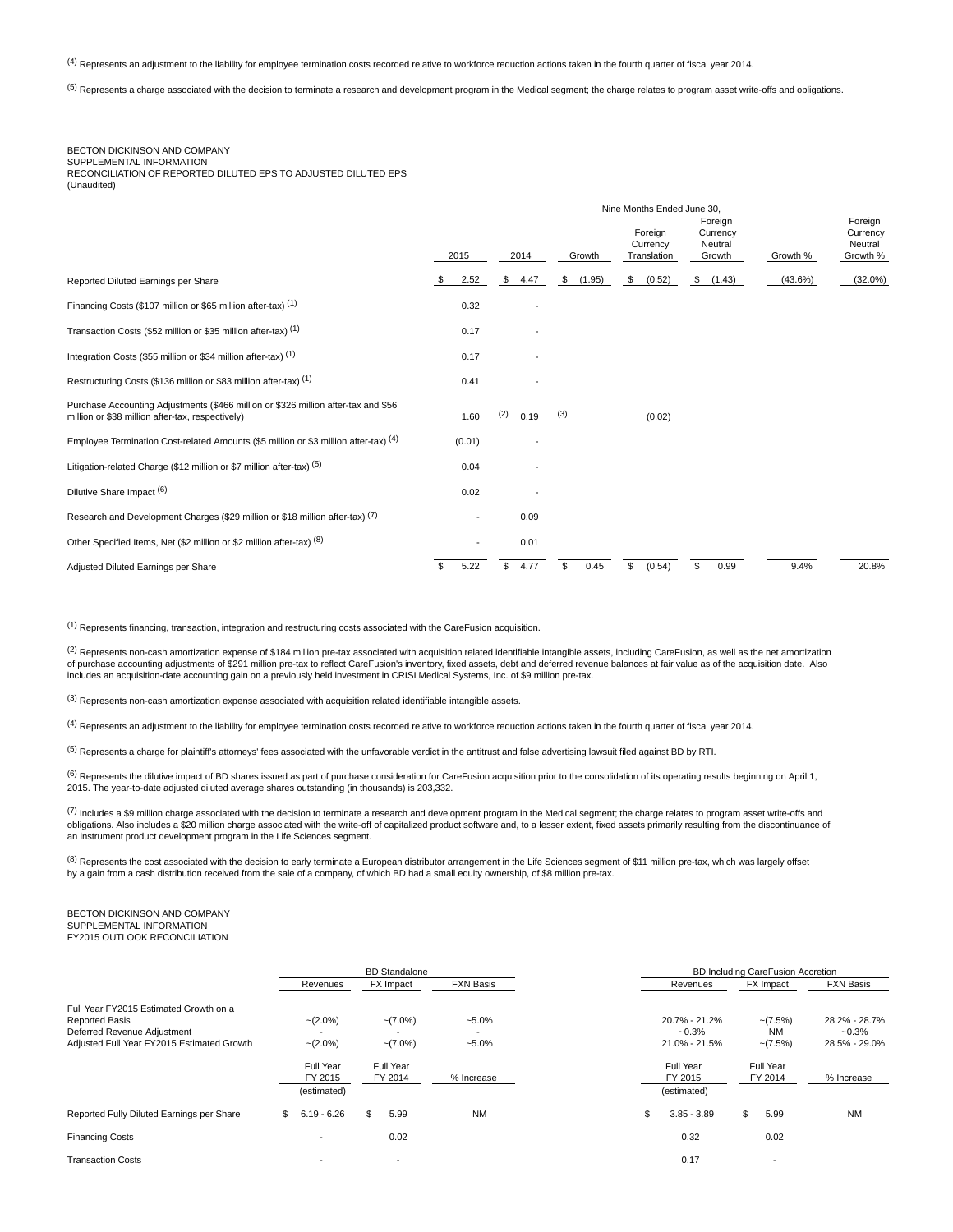(4) Represents an adjustment to the liability for employee termination costs recorded relative to workforce reduction actions taken in the fourth quarter of fiscal year 2014.

(5) Represents a charge associated with the decision to terminate a research and development program in the Medical segment; the charge relates to program asset write-offs and obligations.

BECTON DICKINSON AND COMPANY
SUPPLEMENTAL INFORMATION
RECONCILIATION OF REPORTED DILUTED EPS TO ADJUSTED DILUTED EPS
(Unaudited)

| | Nine Months Ended June 30, | | | | | | |
|---|---|---|---|---|---|---|---|
| | 2015 | 2014 | Growth | Foreign Currency Translation | Foreign Currency Neutral Growth | Growth % | Foreign Currency Neutral Growth % |
| Reported Diluted Earnings per Share | $ 2.52 | $ 4.47 | $ (1.95) | $ (0.52) | $ (1.43) | (43.6%) | (32.0%) |
| Financing Costs ($107 million or $65 million after-tax) (1) | 0.32 | - | | | | | |
| Transaction Costs ($52 million or $35 million after-tax) (1) | 0.17 | - | | | | | |
| Integration Costs ($55 million or $34 million after-tax) (1) | 0.17 | - | | | | | |
| Restructuring Costs ($136 million or $83 million after-tax) (1) | 0.41 | - | | | | | |
| Purchase Accounting Adjustments ($466 million or $326 million after-tax and $56 million or $38 million after-tax, respectively) | 1.60 (2) | 0.19 (3) | | (0.02) | | | |
| Employee Termination Cost-related Amounts ($5 million or $3 million after-tax) (4) | (0.01) | - | | | | | |
| Litigation-related Charge ($12 million or $7 million after-tax) (5) | 0.04 | - | | | | | |
| Dilutive Share Impact (6) | 0.02 | - | | | | | |
| Research and Development Charges ($29 million or $18 million after-tax) (7) | - | 0.09 | | | | | |
| Other Specified Items, Net ($2 million or $2 million after-tax) (8) | - | 0.01 | | | | | |
| Adjusted Diluted Earnings per Share | $ 5.22 | $ 4.77 | $ 0.45 | $ (0.54) | $ 0.99 | 9.4% | 20.8% |

(1) Represents financing, transaction, integration and restructuring costs associated with the CareFusion acquisition.

(2) Represents non-cash amortization expense of $184 million pre-tax associated with acquisition related identifiable intangible assets, including CareFusion, as well as the net amortization of purchase accounting adjustments of $291 million pre-tax to reflect CareFusion's inventory, fixed assets, debt and deferred revenue balances at fair value as of the acquisition date. Also includes an acquisition-date accounting gain on a previously held investment in CRISI Medical Systems, Inc. of $9 million pre-tax.

(3) Represents non-cash amortization expense associated with acquisition related identifiable intangible assets.

(4) Represents an adjustment to the liability for employee termination costs recorded relative to workforce reduction actions taken in the fourth quarter of fiscal year 2014.

(5) Represents a charge for plaintiff's attorneys' fees associated with the unfavorable verdict in the antitrust and false advertising lawsuit filed against BD by RTI.

(6) Represents the dilutive impact of BD shares issued as part of purchase consideration for CareFusion acquisition prior to the consolidation of its operating results beginning on April 1, 2015. The year-to-date adjusted diluted average shares outstanding (in thousands) is 203,332.

(7) Includes a $9 million charge associated with the decision to terminate a research and development program in the Medical segment; the charge relates to program asset write-offs and obligations. Also includes a $20 million charge associated with the write-off of capitalized product software and, to a lesser extent, fixed assets primarily resulting from the discontinuance of an instrument product development program in the Life Sciences segment.

(8) Represents the cost associated with the decision to early terminate a European distributor arrangement in the Life Sciences segment of $11 million pre-tax, which was largely offset by a gain from a cash distribution received from the sale of a company, of which BD had a small equity ownership, of $8 million pre-tax.

BECTON DICKINSON AND COMPANY
SUPPLEMENTAL INFORMATION
FY2015 OUTLOOK RECONCILIATION

| | BD Standalone | | | BD Including CareFusion Accretion | | |
|---|---|---|---|---|---|---|
| | Revenues | FX Impact | FXN Basis | Revenues | FX Impact | FXN Basis |
| Full Year FY2015 Estimated Growth on a Reported Basis | ~(2.0%) | ~(7.0%) | ~5.0% | 20.7% - 21.2% | ~(7.5%) | 28.2% - 28.7% |
| Deferred Revenue Adjustment | - | - | - | ~0.3% | NM | ~0.3% |
| Adjusted Full Year FY2015 Estimated Growth | ~(2.0%) | ~(7.0%) | ~5.0% | 21.0% - 21.5% | ~(7.5%) | 28.5% - 29.0% |
| | Full Year FY 2015 (estimated) | Full Year FY 2014 | % Increase | Full Year FY 2015 (estimated) | Full Year FY 2014 | % Increase |
| Reported Fully Diluted Earnings per Share | $ 6.19 - 6.26 | $ 5.99 | NM | $ 3.85 - 3.89 | $ 5.99 | NM |
| Financing Costs | - | 0.02 | | 0.32 | 0.02 | |
| Transaction Costs | - | - | | 0.17 | - | |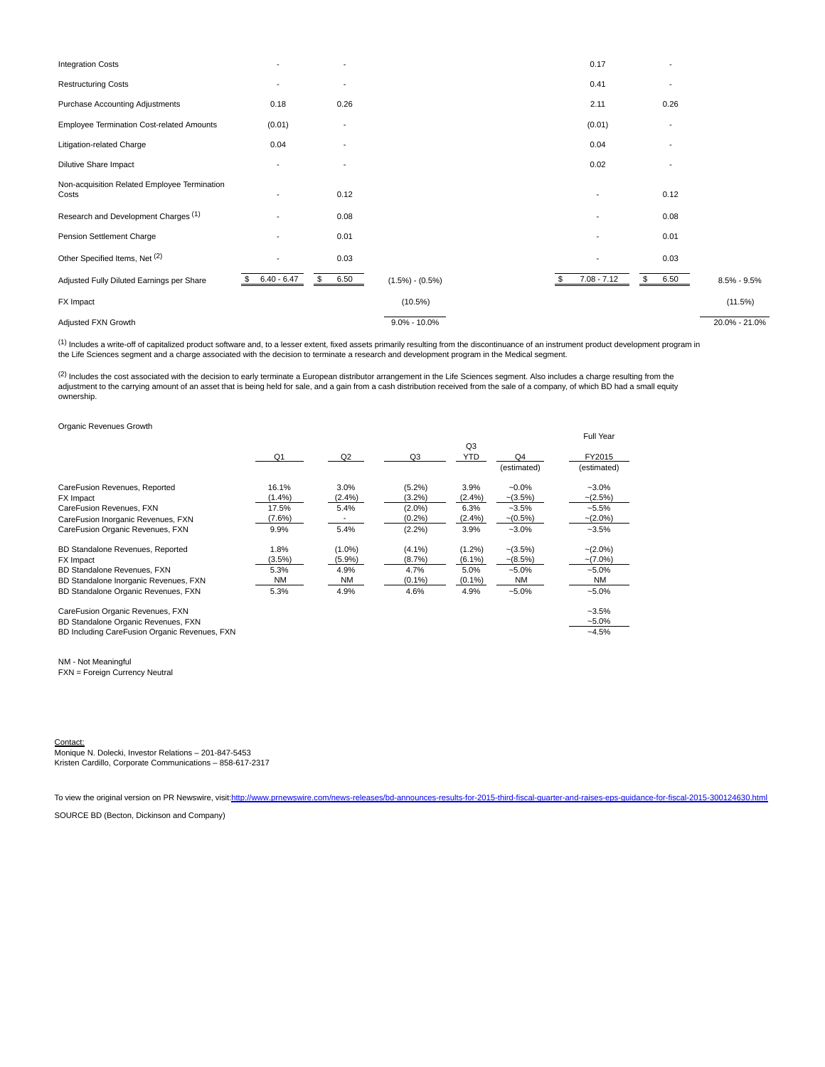| | | | | | | |
|---|---|---|---|---|---|---|
| Integration Costs | - | - | | 0.17 | - | |
| Restructuring Costs | - | - | | 0.41 | - | |
| Purchase Accounting Adjustments | 0.18 | 0.26 | | 2.11 | 0.26 | |
| Employee Termination Cost-related Amounts | (0.01) | - | | (0.01) | - | |
| Litigation-related Charge | 0.04 | - | | 0.04 | - | |
| Dilutive Share Impact | - | - | | 0.02 | - | |
| Non-acquisition Related Employee Termination Costs | - | 0.12 | | - | 0.12 | |
| Research and Development Charges [1] | - | 0.08 | | - | 0.08 | |
| Pension Settlement Charge | - | 0.01 | | - | 0.01 | |
| Other Specified Items, Net [2] | - | 0.03 | | - | 0.03 | |
| Adjusted Fully Diluted Earnings per Share | $ 6.40 - 6.47 | $ 6.50 | (1.5%) - (0.5%) | $ 7.08 - 7.12 | $ 6.50 | 8.5% - 9.5% |
| FX Impact | | | (10.5%) | | | (11.5%) |
| Adjusted FXN Growth | | | 9.0% - 10.0% | | | 20.0% - 21.0% |

[1] Includes a write-off of capitalized product software and, to a lesser extent, fixed assets primarily resulting from the discontinuance of an instrument product development program in the Life Sciences segment and a charge associated with the decision to terminate a research and development program in the Medical segment.

[2] Includes the cost associated with the decision to early terminate a European distributor arrangement in the Life Sciences segment. Also includes a charge resulting from the adjustment to the carrying amount of an asset that is being held for sale, and a gain from a cash distribution received from the sale of a company, of which BD had a small equity ownership.

Organic Revenues Growth

| | Q1 | Q2 | Q3 | Q3 YTD | Q4 (estimated) | Full Year FY2015 (estimated) |
|---|---|---|---|---|---|---|
| CareFusion Revenues, Reported | 16.1% | 3.0% | (5.2%) | 3.9% | ~0.0% | ~3.0% |
| FX Impact | (1.4%) | (2.4%) | (3.2%) | (2.4%) | ~(3.5%) | ~(2.5%) |
| CareFusion Revenues, FXN | 17.5% | 5.4% | (2.0%) | 6.3% | ~3.5% | ~5.5% |
| CareFusion Inorganic Revenues, FXN | (7.6%) | - | (0.2%) | (2.4%) | ~(0.5%) | ~(2.0%) |
| CareFusion Organic Revenues, FXN | 9.9% | 5.4% | (2.2%) | 3.9% | ~3.0% | ~3.5% |
| | | | | | | |
| BD Standalone Revenues, Reported | 1.8% | (1.0%) | (4.1%) | (1.2%) | ~(3.5%) | ~(2.0%) |
| FX Impact | (3.5%) | (5.9%) | (8.7%) | (6.1%) | ~(8.5%) | ~(7.0%) |
| BD Standalone Revenues, FXN | 5.3% | 4.9% | 4.7% | 5.0% | ~5.0% | ~5.0% |
| BD Standalone Inorganic Revenues, FXN | NM | NM | (0.1%) | (0.1%) | NM | NM |
| BD Standalone Organic Revenues, FXN | 5.3% | 4.9% | 4.6% | 4.9% | ~5.0% | ~5.0% |
| | | | | | | |
| CareFusion Organic Revenues, FXN | | | | | | ~3.5% |
| BD Standalone Organic Revenues, FXN | | | | | | ~5.0% |
| BD Including CareFusion Organic Revenues, FXN | | | | | | ~4.5% |

NM - Not Meaningful
FXN = Foreign Currency Neutral

Contact:
Monique N. Dolecki, Investor Relations – 201-847-5453
Kristen Cardillo, Corporate Communications – 858-617-2317

To view the original version on PR Newswire, visit:http://www.prnewswire.com/news-releases/bd-announces-results-for-2015-third-fiscal-quarter-and-raises-eps-guidance-for-fiscal-2015-300124630.html

SOURCE BD (Becton, Dickinson and Company)